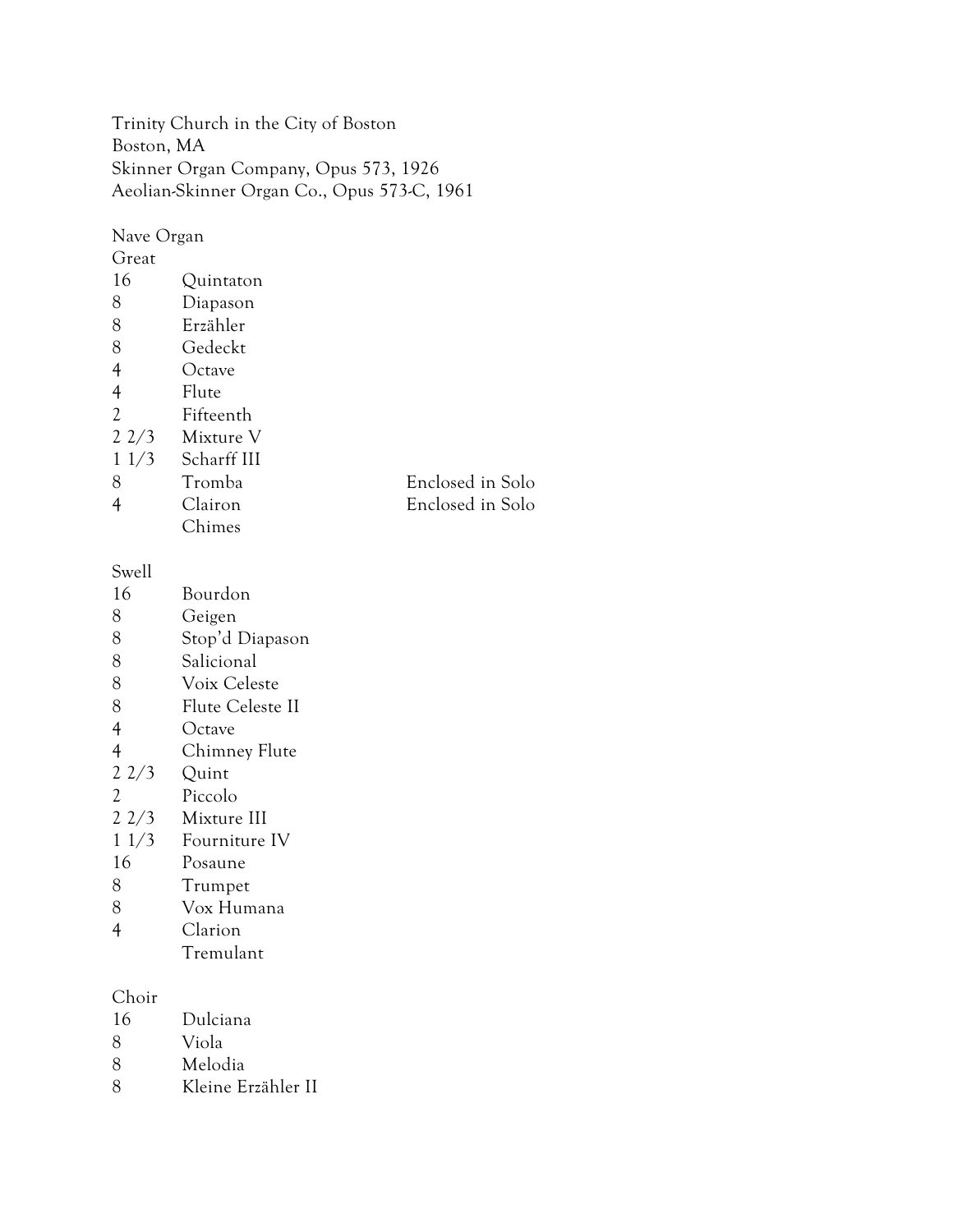Trinity Church in the City of Boston
Boston, MA
Skinner Organ Company, Opus 573, 1926
Aeolian-Skinner Organ Co., Opus 573-C, 1961

Nave Organ

Great

| | | |
|---|---|---|
| 16 | Quintaton | |
| 8 | Diapason | |
| 8 | Erzähler | |
| 8 | Gedeckt | |
| 4 | Octave | |
| 4 | Flute | |
| 2 | Fifteenth | |
| 2 2/3 | Mixture V | |
| 1 1/3 | Scharff III | |
| 8 | Tromba | Enclosed in Solo |
| 4 | Clairon | Enclosed in Solo |
| | Chimes | |

Swell

| | |
|---|---|
| 16 | Bourdon |
| 8 | Geigen |
| 8 | Stop'd Diapason |
| 8 | Salicional |
| 8 | Voix Celeste |
| 8 | Flute Celeste II |
| 4 | Octave |
| 4 | Chimney Flute |
| 2 2/3 | Quint |
| 2 | Piccolo |
| 2 2/3 | Mixture III |
| 1 1/3 | Fourniture IV |
| 16 | Posaune |
| 8 | Trumpet |
| 8 | Vox Humana |
| 4 | Clarion |
| | Tremulant |

Choir

| | |
|---|---|
| 16 | Dulciana |
| 8 | Viola |
| 8 | Melodia |
| 8 | Kleine Erzähler II |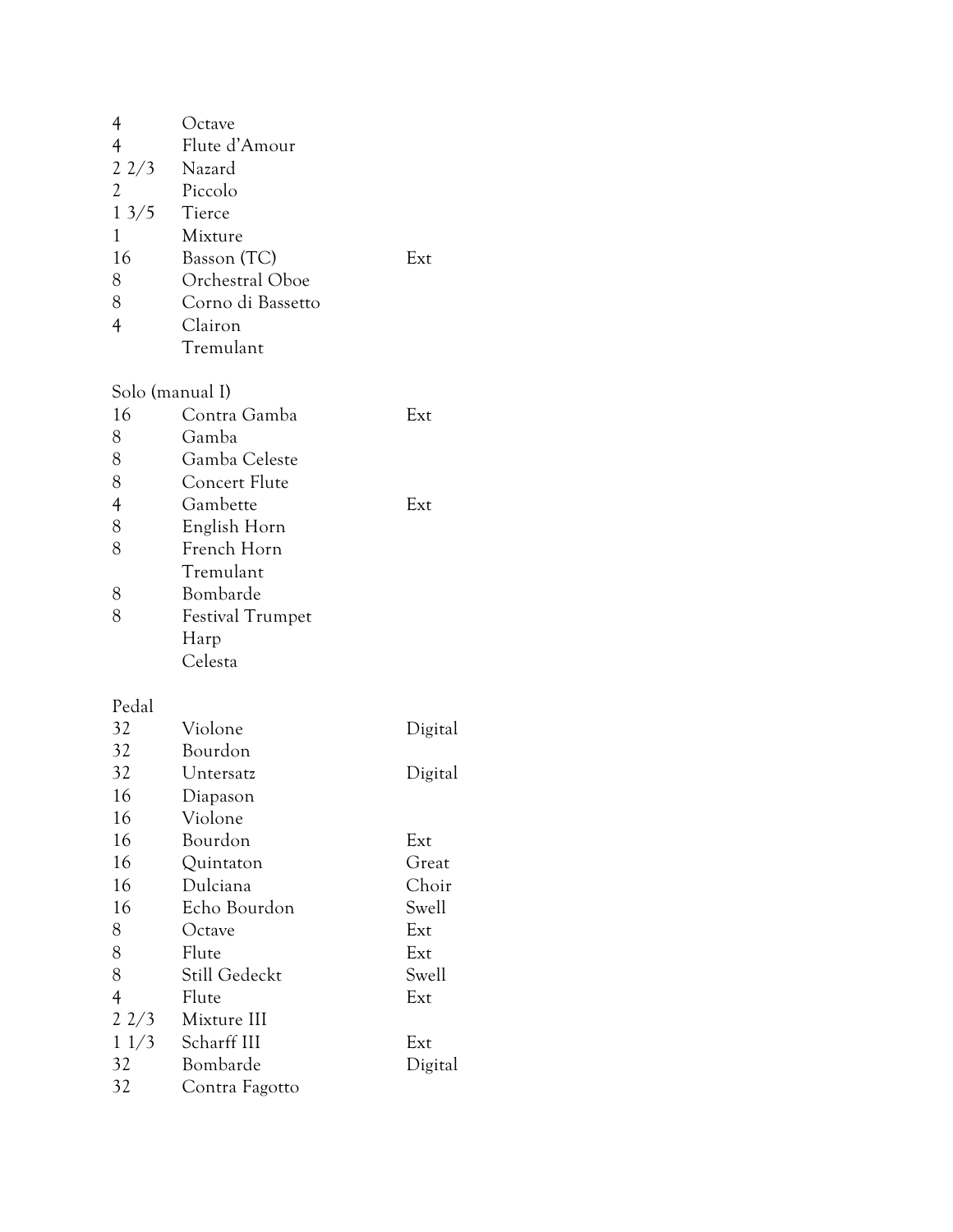| | | |
|---|---|---|
| 4 | Octave | |
| 4 | Flute d'Amour | |
| 2 2/3 | Nazard | |
| 2 | Piccolo | |
| 1 3/5 | Tierce | |
| 1 | Mixture | |
| 16 | Basson (TC) | Ext |
| 8 | Orchestral Oboe | |
| 8 | Corno di Bassetto | |
| 4 | Clairon | |
| | Tremulant | |

Solo (manual I)

| | | |
|---|---|---|
| 16 | Contra Gamba | Ext |
| 8 | Gamba | |
| 8 | Gamba Celeste | |
| 8 | Concert Flute | |
| 4 | Gambette | Ext |
| 8 | English Horn | |
| 8 | French Horn | |
| | Tremulant | |
| 8 | Bombarde | |
| 8 | Festival Trumpet | |
| | Harp | |
| | Celesta | |

Pedal

| | | |
|---|---|---|
| 32 | Violone | Digital |
| 32 | Bourdon | |
| 32 | Untersatz | Digital |
| 16 | Diapason | |
| 16 | Violone | |
| 16 | Bourdon | Ext |
| 16 | Quintaton | Great |
| 16 | Dulciana | Choir |
| 16 | Echo Bourdon | Swell |
| 8 | Octave | Ext |
| 8 | Flute | Ext |
| 8 | Still Gedeckt | Swell |
| 4 | Flute | Ext |
| 2 2/3 | Mixture III | |
| 1 1/3 | Scharff III | Ext |
| 32 | Bombarde | Digital |
| 32 | Contra Fagotto | |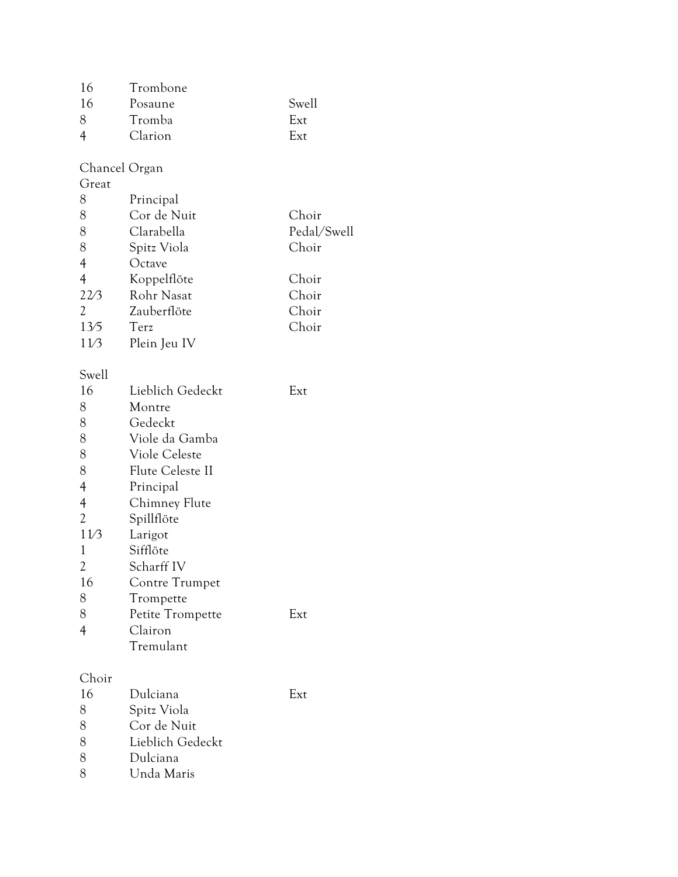| | | |
|---|---|---|
| 16 | Trombone | |
| 16 | Posaune | Swell |
| 8 | Tromba | Ext |
| 4 | Clarion | Ext |

Chancel Organ

Great

| | | |
|---|---|---|
| 8 | Principal | |
| 8 | Cor de Nuit | Choir |
| 8 | Clarabella | Pedal/Swell |
| 8 | Spitz Viola | Choir |
| 4 | Octave | |
| 4 | Koppelflöte | Choir |
| 2⅔ | Rohr Nasat | Choir |
| 2 | Zauberflöte | Choir |
| 1⅗ | Terz | Choir |
| 1⅓ | Plein Jeu IV | |

Swell

| | | |
|---|---|---|
| 16 | Lieblich Gedeckt | Ext |
| 8 | Montre | |
| 8 | Gedeckt | |
| 8 | Viole da Gamba | |
| 8 | Viole Celeste | |
| 8 | Flute Celeste II | |
| 4 | Principal | |
| 4 | Chimney Flute | |
| 2 | Spillflöte | |
| 1⅓ | Larigot | |
| 1 | Sifflöte | |
| 2 | Scharff IV | |
| 16 | Contre Trumpet | |
| 8 | Trompette | |
| 8 | Petite Trompette | Ext |
| 4 | Clairon | |
| | Tremulant | |

Choir

| | | |
|---|---|---|
| 16 | Dulciana | Ext |
| 8 | Spitz Viola | |
| 8 | Cor de Nuit | |
| 8 | Lieblich Gedeckt | |
| 8 | Dulciana | |
| 8 | Unda Maris | |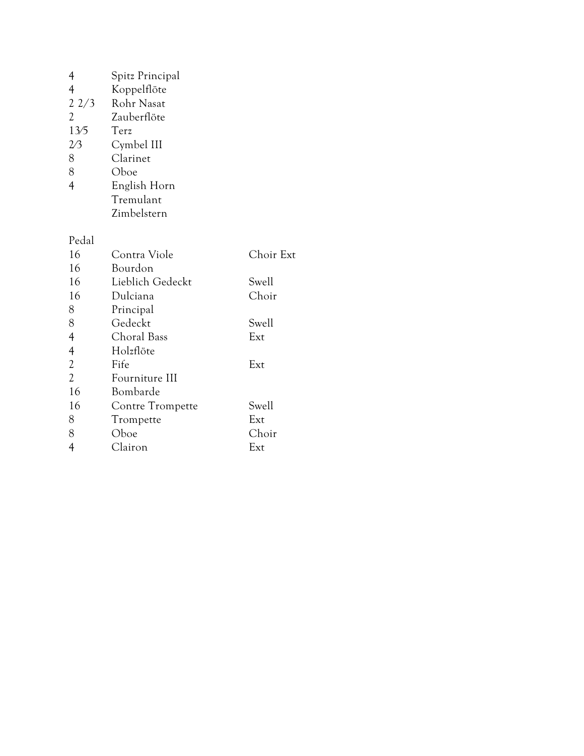| | |
|---|---|
| 4 | Spitz Principal |
| 4 | Koppelflöte |
| 2 2/3 | Rohr Nasat |
| 2 | Zauberflöte |
| 13⁄5 | Terz |
| 2⁄3 | Cymbel III |
| 8 | Clarinet |
| 8 | Oboe |
| 4 | English Horn |
| | Tremulant |
| | Zimbelstern |

Pedal

| | | |
|---|---|---|
| 16 | Contra Viole | Choir Ext |
| 16 | Bourdon | |
| 16 | Lieblich Gedeckt | Swell |
| 16 | Dulciana | Choir |
| 8 | Principal | |
| 8 | Gedeckt | Swell |
| 4 | Choral Bass | Ext |
| 4 | Holzflöte | |
| 2 | Fife | Ext |
| 2 | Fourniture III | |
| 16 | Bombarde | |
| 16 | Contre Trompette | Swell |
| 8 | Trompette | Ext |
| 8 | Oboe | Choir |
| 4 | Clairon | Ext |